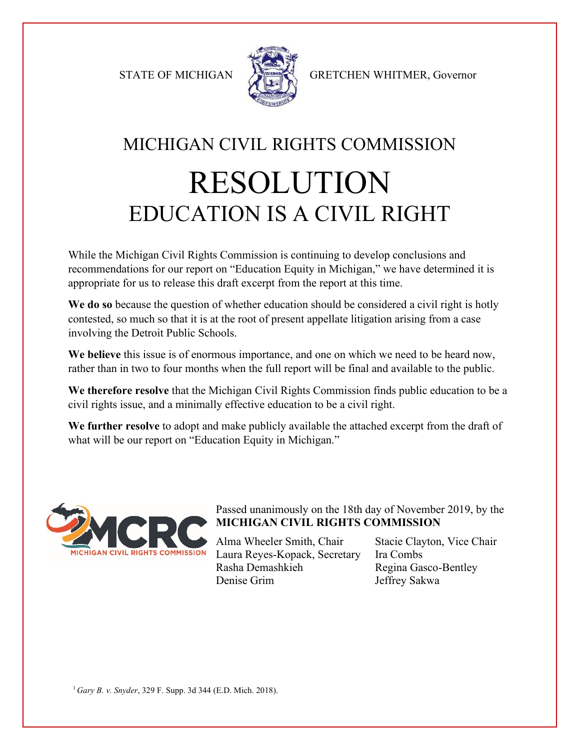STATE OF MICHIGAN GRETCHEN WHITMER, Governor

# MICHIGAN CIVIL RIGHTS COMMISSION

# RESOLUTION

## EDUCATION IS A CIVIL RIGHT

While the Michigan Civil Rights Commission is continuing to develop conclusions and recommendations for our report on "Education Equity in Michigan," we have determined it is appropriate for us to release this draft excerpt from the report at this time.

**We do so** because the question of whether education should be considered a civil right is hotly contested, so much so that it is at the root of present appellate litigation arising from a case involving the Detroit Public Schools.

**We believe** this issue is of enormous importance, and one on which we need to be heard now, rather than in two to four months when the full report will be final and available to the public.

**We therefore resolve** that the Michigan Civil Rights Commission finds public education to be a civil rights issue, and a minimally effective education to be a civil right.

**We further resolve** to adopt and make publicly available the attached excerpt from the draft of what will be our report on "Education Equity in Michigan."

MCRC
MICHIGAN CIVIL RIGHTS COMMISSION

Passed unanimously on the 18th day of November 2019, by the **MICHIGAN CIVIL RIGHTS COMMISSION**

Alma Wheeler Smith, Chair
Stacie Clayton, Vice Chair
Laura Reyes-Kopack, Secretary
Ira Combs
Rasha Demashkieh
Regina Gasco-Bentley
Denise Grim
Jeffrey Sakwa

[1] *Gary B. v. Snyder*, 329 F. Supp. 3d 344 (E.D. Mich. 2018).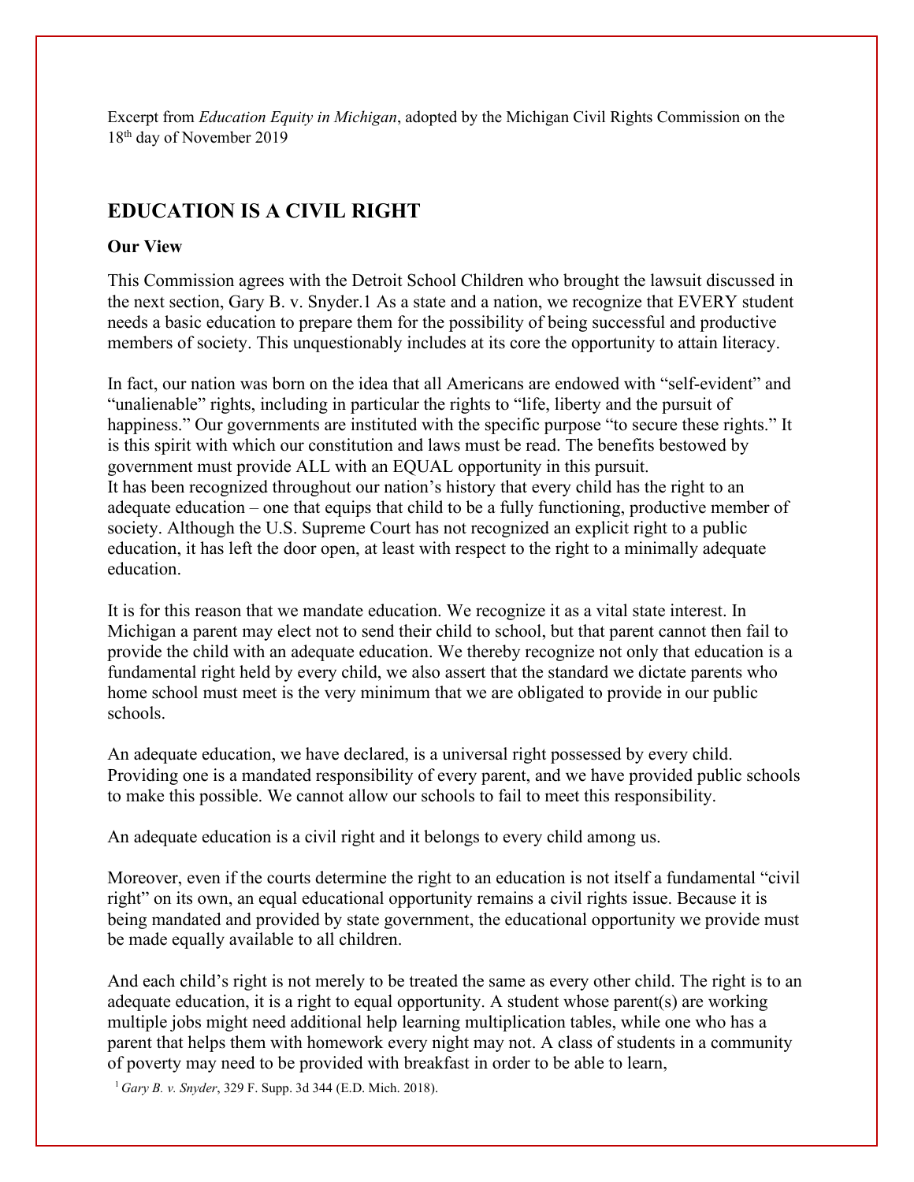Excerpt from *Education Equity in Michigan*, adopted by the Michigan Civil Rights Commission on the 18th day of November 2019

## EDUCATION IS A CIVIL RIGHT

**Our View**

This Commission agrees with the Detroit School Children who brought the lawsuit discussed in the next section, Gary B. v. Snyder.1 As a state and a nation, we recognize that EVERY student needs a basic education to prepare them for the possibility of being successful and productive members of society. This unquestionably includes at its core the opportunity to attain literacy.

In fact, our nation was born on the idea that all Americans are endowed with "self-evident" and "unalienable" rights, including in particular the rights to "life, liberty and the pursuit of happiness." Our governments are instituted with the specific purpose "to secure these rights." It is this spirit with which our constitution and laws must be read. The benefits bestowed by government must provide ALL with an EQUAL opportunity in this pursuit.
It has been recognized throughout our nation's history that every child has the right to an adequate education – one that equips that child to be a fully functioning, productive member of society. Although the U.S. Supreme Court has not recognized an explicit right to a public education, it has left the door open, at least with respect to the right to a minimally adequate education.

It is for this reason that we mandate education. We recognize it as a vital state interest. In Michigan a parent may elect not to send their child to school, but that parent cannot then fail to provide the child with an adequate education. We thereby recognize not only that education is a fundamental right held by every child, we also assert that the standard we dictate parents who home school must meet is the very minimum that we are obligated to provide in our public schools.

An adequate education, we have declared, is a universal right possessed by every child. Providing one is a mandated responsibility of every parent, and we have provided public schools to make this possible. We cannot allow our schools to fail to meet this responsibility.

An adequate education is a civil right and it belongs to every child among us.

Moreover, even if the courts determine the right to an education is not itself a fundamental "civil right" on its own, an equal educational opportunity remains a civil rights issue. Because it is being mandated and provided by state government, the educational opportunity we provide must be made equally available to all children.

And each child's right is not merely to be treated the same as every other child. The right is to an adequate education, it is a right to equal opportunity. A student whose parent(s) are working multiple jobs might need additional help learning multiplication tables, while one who has a parent that helps them with homework every night may not. A class of students in a community of poverty may need to be provided with breakfast in order to be able to learn,

[1] *Gary B. v. Snyder*, 329 F. Supp. 3d 344 (E.D. Mich. 2018).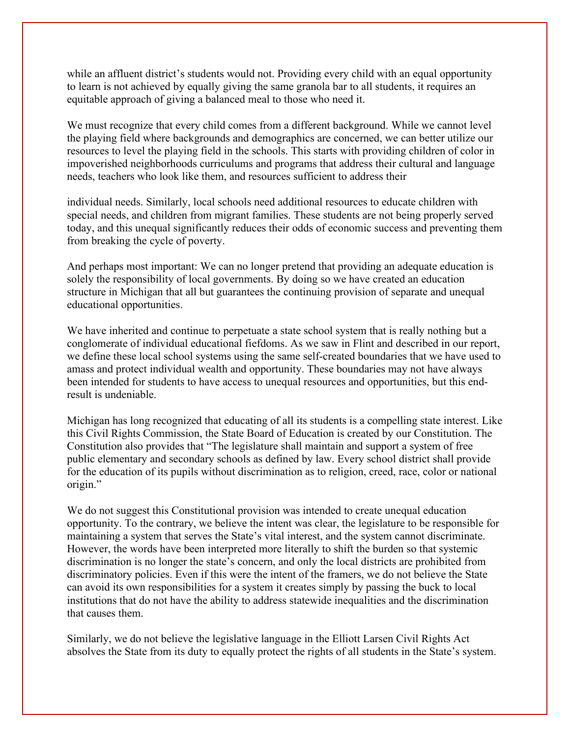while an affluent district's students would not. Providing every child with an equal opportunity to learn is not achieved by equally giving the same granola bar to all students, it requires an equitable approach of giving a balanced meal to those who need it.

We must recognize that every child comes from a different background. While we cannot level the playing field where backgrounds and demographics are concerned, we can better utilize our resources to level the playing field in the schools. This starts with providing children of color in impoverished neighborhoods curriculums and programs that address their cultural and language needs, teachers who look like them, and resources sufficient to address their individual needs. Similarly, local schools need additional resources to educate children with special needs, and children from migrant families. These students are not being properly served today, and this unequal significantly reduces their odds of economic success and preventing them from breaking the cycle of poverty.

And perhaps most important: We can no longer pretend that providing an adequate education is solely the responsibility of local governments. By doing so we have created an education structure in Michigan that all but guarantees the continuing provision of separate and unequal educational opportunities.

We have inherited and continue to perpetuate a state school system that is really nothing but a conglomerate of individual educational fiefdoms. As we saw in Flint and described in our report, we define these local school systems using the same self-created boundaries that we have used to amass and protect individual wealth and opportunity. These boundaries may not have always been intended for students to have access to unequal resources and opportunities, but this end-result is undeniable.

Michigan has long recognized that educating of all its students is a compelling state interest. Like this Civil Rights Commission, the State Board of Education is created by our Constitution. The Constitution also provides that "The legislature shall maintain and support a system of free public elementary and secondary schools as defined by law. Every school district shall provide for the education of its pupils without discrimination as to religion, creed, race, color or national origin."

We do not suggest this Constitutional provision was intended to create unequal education opportunity. To the contrary, we believe the intent was clear, the legislature to be responsible for maintaining a system that serves the State's vital interest, and the system cannot discriminate. However, the words have been interpreted more literally to shift the burden so that systemic discrimination is no longer the state's concern, and only the local districts are prohibited from discriminatory policies. Even if this were the intent of the framers, we do not believe the State can avoid its own responsibilities for a system it creates simply by passing the buck to local institutions that do not have the ability to address statewide inequalities and the discrimination that causes them.

Similarly, we do not believe the legislative language in the Elliott Larsen Civil Rights Act absolves the State from its duty to equally protect the rights of all students in the State's system.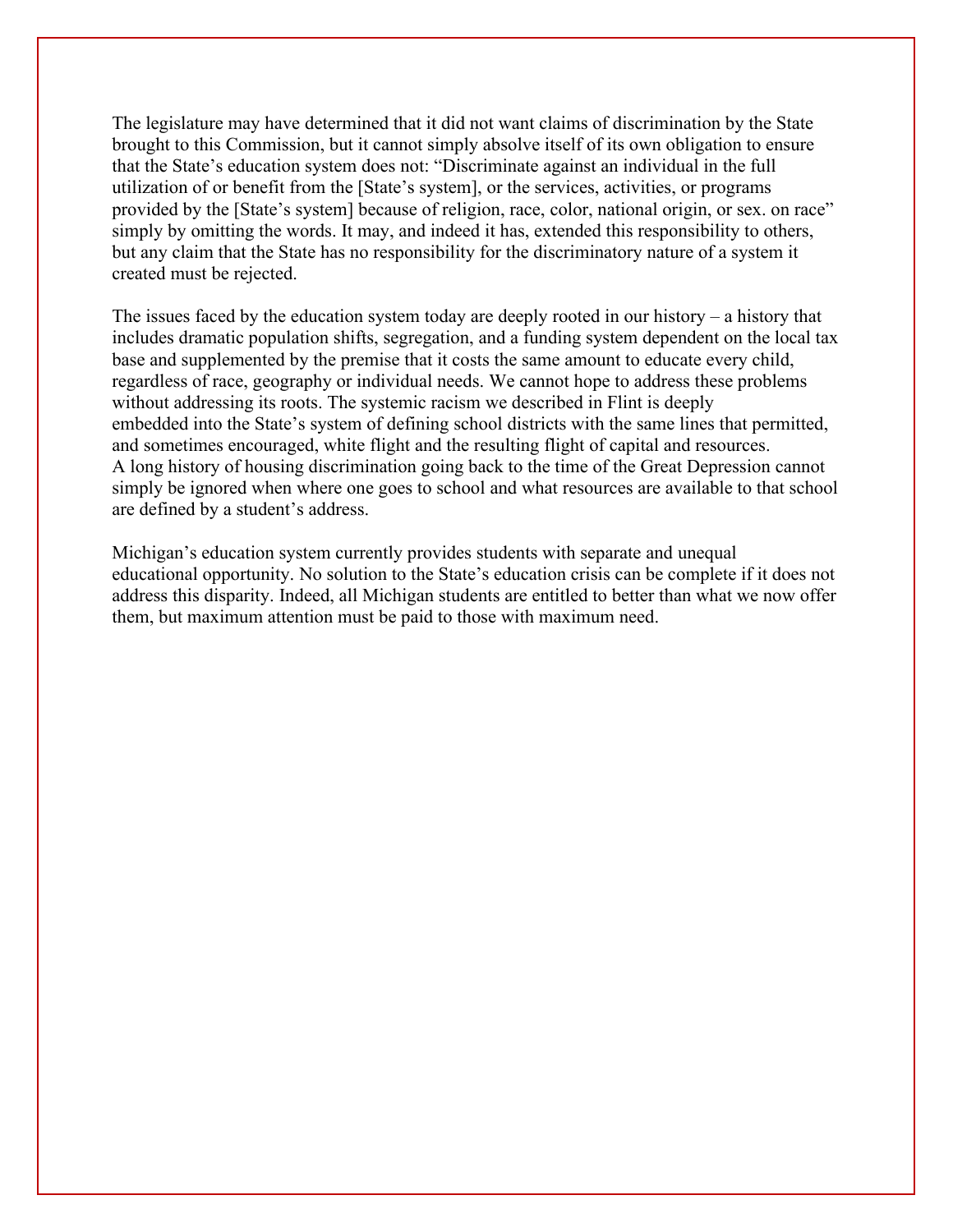The legislature may have determined that it did not want claims of discrimination by the State brought to this Commission, but it cannot simply absolve itself of its own obligation to ensure that the State's education system does not: "Discriminate against an individual in the full utilization of or benefit from the [State's system], or the services, activities, or programs provided by the [State's system] because of religion, race, color, national origin, or sex. on race" simply by omitting the words. It may, and indeed it has, extended this responsibility to others, but any claim that the State has no responsibility for the discriminatory nature of a system it created must be rejected.

The issues faced by the education system today are deeply rooted in our history – a history that includes dramatic population shifts, segregation, and a funding system dependent on the local tax base and supplemented by the premise that it costs the same amount to educate every child, regardless of race, geography or individual needs. We cannot hope to address these problems without addressing its roots. The systemic racism we described in Flint is deeply embedded into the State's system of defining school districts with the same lines that permitted, and sometimes encouraged, white flight and the resulting flight of capital and resources. A long history of housing discrimination going back to the time of the Great Depression cannot simply be ignored when where one goes to school and what resources are available to that school are defined by a student's address.

Michigan's education system currently provides students with separate and unequal educational opportunity. No solution to the State's education crisis can be complete if it does not address this disparity. Indeed, all Michigan students are entitled to better than what we now offer them, but maximum attention must be paid to those with maximum need.